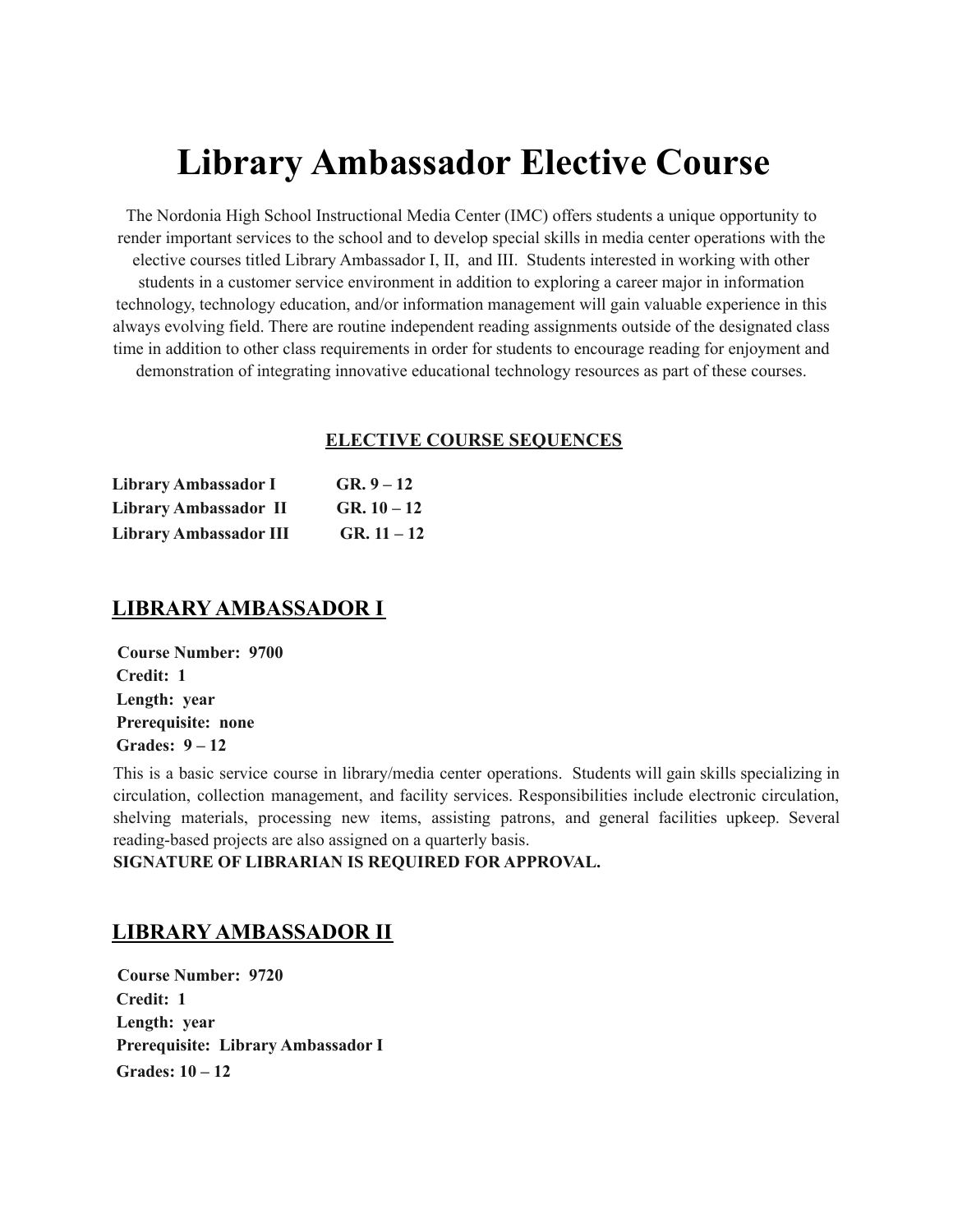# Library Ambassador Elective Course

The Nordonia High School Instructional Media Center (IMC) offers students a unique opportunity to render important services to the school and to develop special skills in media center operations with the elective courses titled Library Ambassador I, II, and III. Students interested in working with other students in a customer service environment in addition to exploring a career major in information technology, technology education, and/or information management will gain valuable experience in this always evolving field. There are routine independent reading assignments outside of the designated class time in addition to other class requirements in order for students to encourage reading for enjoyment and demonstration of integrating innovative educational technology resources as part of these courses.

**ELECTIVE COURSE SEQUENCES**

| | |
|---|---|
| **Library Ambassador I** | **GR. 9 – 12** |
| **Library Ambassador II** | **GR. 10 – 12** |
| **Library Ambassador III** | **GR. 11 – 12** |

## LIBRARY AMBASSADOR I

**Course Number: 9700**
**Credit: 1**
**Length: year**
**Prerequisite: none**
**Grades: 9 – 12**

This is a basic service course in library/media center operations. Students will gain skills specializing in circulation, collection management, and facility services. Responsibilities include electronic circulation, shelving materials, processing new items, assisting patrons, and general facilities upkeep. Several reading-based projects are also assigned on a quarterly basis.
**SIGNATURE OF LIBRARIAN IS REQUIRED FOR APPROVAL.**

## LIBRARY AMBASSADOR II

**Course Number: 9720**
**Credit: 1**
**Length: year**
**Prerequisite: Library Ambassador I**
**Grades: 10 – 12**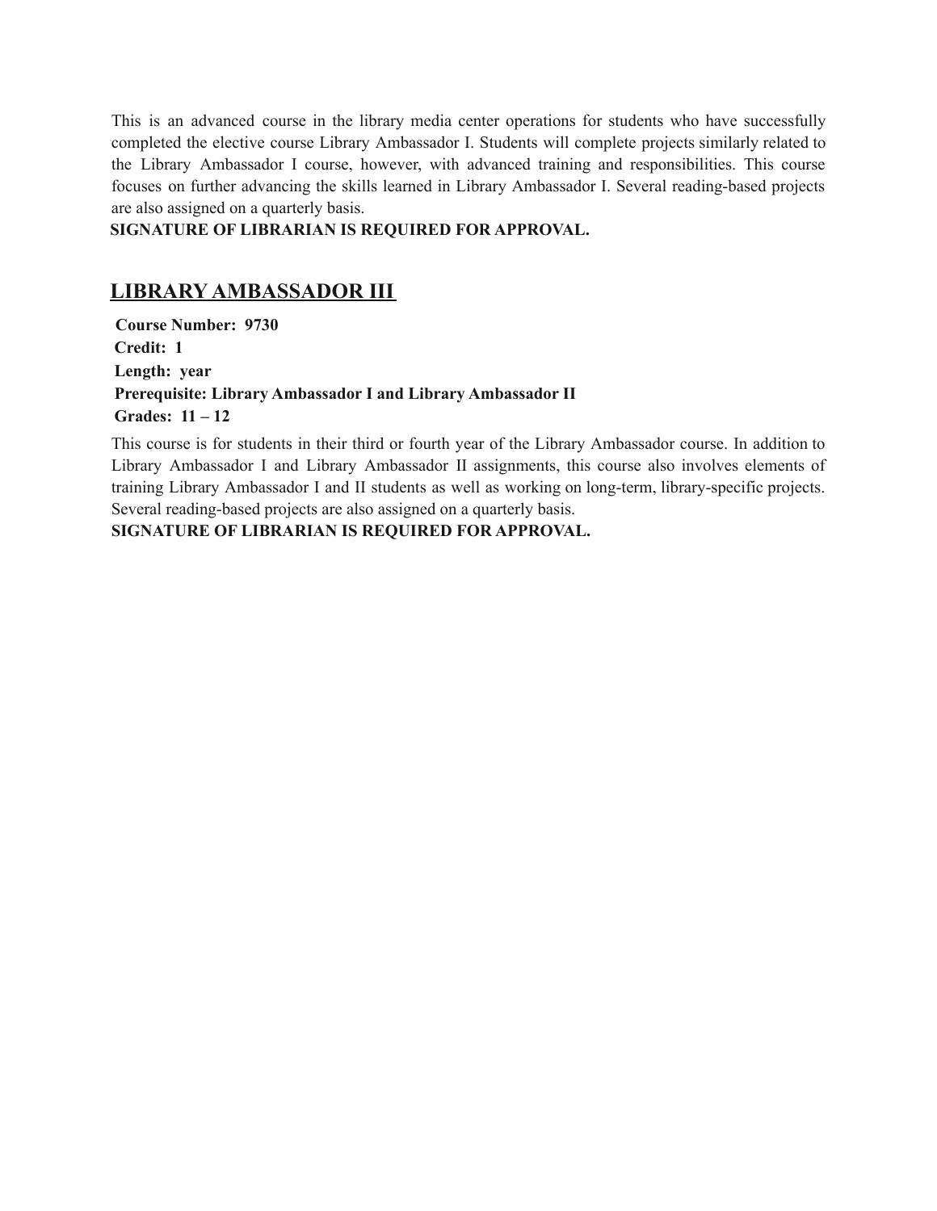This is an advanced course in the library media center operations for students who have successfully completed the elective course Library Ambassador I. Students will complete projects similarly related to the Library Ambassador I course, however, with advanced training and responsibilities. This course focuses on further advancing the skills learned in Library Ambassador I. Several reading-based projects are also assigned on a quarterly basis.

**SIGNATURE OF LIBRARIAN IS REQUIRED FOR APPROVAL.**

## LIBRARY AMBASSADOR III

**Course Number: 9730**
**Credit: 1**
**Length: year**
**Prerequisite: Library Ambassador I and Library Ambassador II**
**Grades: 11 – 12**

This course is for students in their third or fourth year of the Library Ambassador course. In addition to Library Ambassador I and Library Ambassador II assignments, this course also involves elements of training Library Ambassador I and II students as well as working on long-term, library-specific projects. Several reading-based projects are also assigned on a quarterly basis.

**SIGNATURE OF LIBRARIAN IS REQUIRED FOR APPROVAL.**